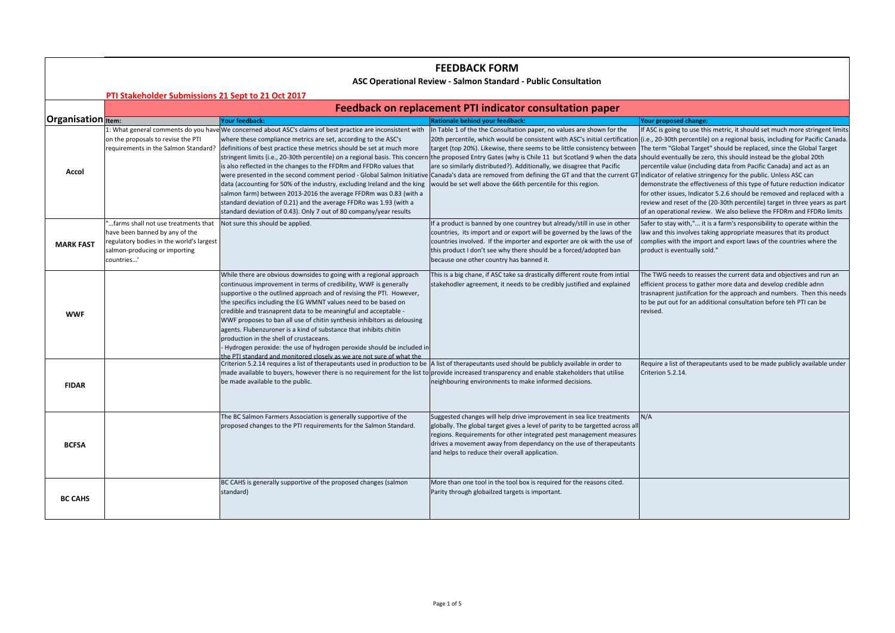# FEEDBACK FORM

## ASC Operational Review - Salmon Standard - Public Consultation

**PTI Stakeholder Submissions 21 Sept to 21 Oct 2017**

### Feedback on replacement PTI indicator consultation paper

| Organisation | Item: | Your feedback: | Rationale behind your feedback: | Your proposed change: |
|---|---|---|---|---|
| **Accol** | 1: What general comments do you have on the proposals to revise the PTI requirements in the Salmon Standard? | We concerned about ASC's claims of best practice are inconsistent with where these compliance metrics are set, according to the ASC's definitions of best practice these metrics should be set at much more stringent limits (i.e., 20-30th percentile) on a regional basis. This concern is also reflected in the changes to the FFDRm and FFDRo values that were presented in the second comment period - Global Salmon Initiative data (accounting for 50% of the industry, excluding Ireland and the king salmon farm) between 2013-2016 the average FFDRm was 0.83 (with a standard deviation of 0.21) and the average FFDRo was 1.93 (with a standard deviation of 0.43). Only 7 out of 80 company/year results | In Table 1 of the the Consultation paper, no values are shown for the 20th percentile, which would be consistent with ASC's initial certification target (top 20%). Likewise, there seems to be little consistency between the proposed Entry Gates (why is Chile 11 but Scotland 9 when the data are so similarly distributed?). Additionally, we disagree that Pacific Canada's data are removed from defining the GT and that the current GT would be set well above the 66th percentile for this region. | If ASC is going to use this metric, it should set much more stringent limits (i.e., 20-30th percentile) on a regional basis, including for Pacific Canada. The term "Global Target" should be replaced, since the Global Target should eventually be zero, this should instead be the global 20th percentile value (including data from Pacific Canada) and act as an indicator of relative stringency for the public. Unless ASC can demonstrate the effectiveness of this type of future reduction indicator for other issues, Indicator 5.2.6 should be removed and replaced with a review and reset of the (20-30th percentile) target in three years as part of an operational review. We also believe the FFDRm and FFDRo limits |
| **MARK FAST** | "...farms shall not use treatments that have been banned by any of the regulatory bodies in the world's largest salmon-producing or importing countries...' | Not sure this should be applied. | If a product is banned by one countrey but already/still in use in other countries, its import and or export will be governed by the laws of the countries involved. If the importer and exporter are ok with the use of this product I don't see why there should be a forced/adopted ban because one other country has banned it. | Safer to stay with,"... it is a farm's responsibility to operate within the law and this involves taking appropriate measures that its product complies with the import and export laws of the countries where the product is eventually sold." |
| **WWF** | | While there are obvious downsides to going with a regional approach continuous improvement in terms of credibility, WWF is generally supportive o the outlined approach and of revising the PTI. However, the specifics including the EG WMNT values need to be based on credible and trasnaparent data to be meaningful and acceptable -<br>WWF proposes to ban all use of chitin synthesis inhibitors as delousing agents. Flubenzuroner is a kind of substance that inhibits chitin production in the shell of crustaceans.<br>- Hydrogen peroxide: the use of hydrogen peroxide should be included in the PTI standard and monitored closely as we are not sure of what the | This is a big chane, if ASC take sa drastically different route from intial stakehodler agreement, it needs to be credibly justified and explained | The TWG needs to reasses the current data and objectives and run an efficient process to gather more data and develop credible adnn trasnaparent justifcation for the approach and numbers. Then this needs to be put out for an additional consultation before teh PTI can be revised. |
| **FIDAR** | | Criterion 5.2.14 requires a list of therapeutants used in production to be made available to buyers, however there is no requirement for the list to be made available to the public. | A list of therapeutants used should be publicly available in order to provide increased transparency and enable stakeholders that utilise neighbouring environments to make informed decisions. | Require a list of therapeutants used to be made publicly available under Criterion 5.2.14. |
| **BCFSA** | | The BC Salmon Farmers Association is generally supportive of the proposed changes to the PTI requirements for the Salmon Standard. | Suggested changes will help drive improvement in sea lice treatments globally. The global target gives a level of parity to be targetted across all regions. Requirements for other integrated pest management measures drives a movement away from dependancy on the use of therapeutants and helps to reduce their overall application. | N/A |
| **BC CAHS** | | BC CAHS is generally supportive of the proposed changes (salmon standard) | More than one tool in the tool box is required for the reasons cited. Parity through globailzed targets is important. | |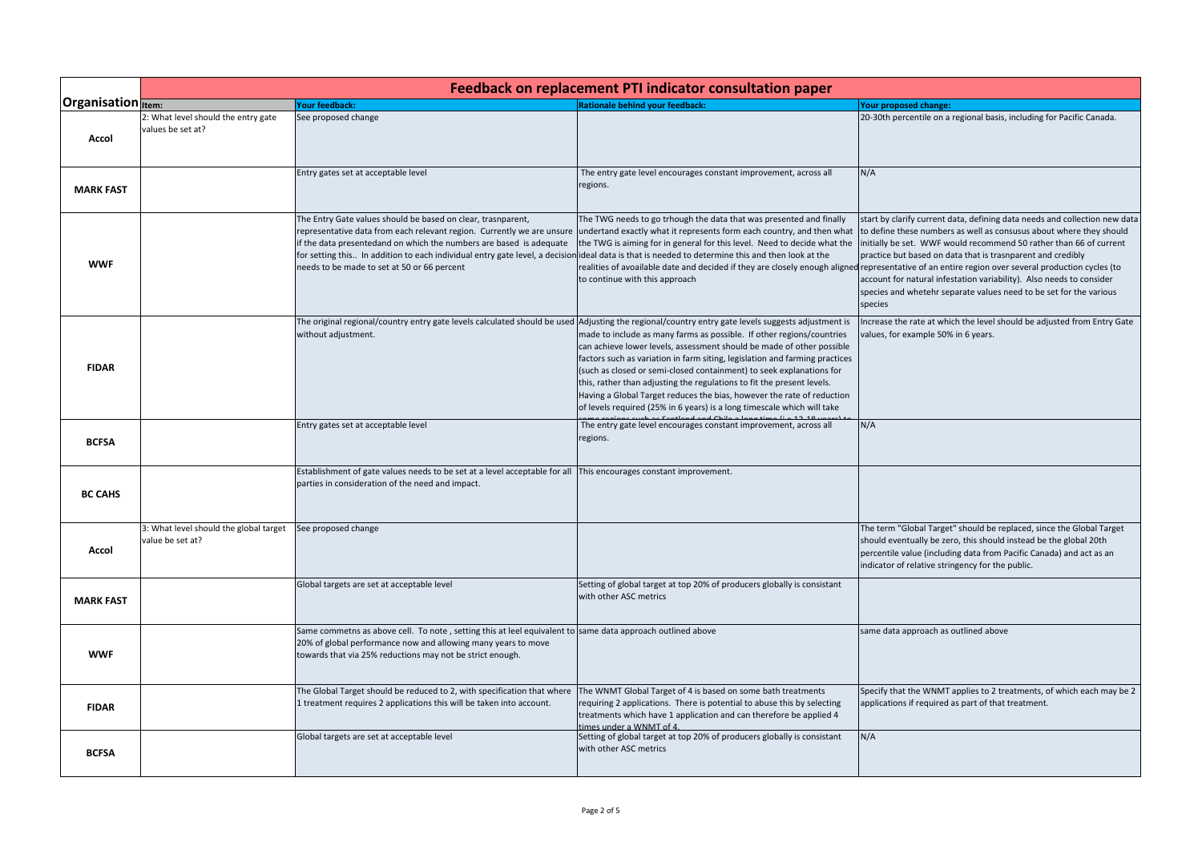| Organisation | Feedback on replacement PTI indicator consultation paper | | | |
|---|---|---|---|---|
| | Item: | Your feedback: | Rationale behind your feedback: | Your proposed change: |
| **Accol** | 2: What level should the entry gate values be set at? | See proposed change | | 20-30th percentile on a regional basis, including for Pacific Canada. |
| **MARK FAST** | | Entry gates set at acceptable level | The entry gate level encourages constant improvement, across all regions. | N/A |
| **WWF** | | The Entry Gate values should be based on clear, trasnparent, representative data from each relevant region. Currently we are unsure if the data presentedand on which the numbers are based is adequate for setting this.. In addition to each individual entry gate level, a decision needs to be made to set at 50 or 66 percent | The TWG needs to go trhough the data that was presented and finally undertand exactly what it represents form each country, and then what the TWG is aiming for in general for this level. Need to decide what the ideal data is that is needed to determine this and then look at the realities of avoailable date and decided if they are closely enough aligned to continue with this approach | start by clarify current data, defining data needs and collection new data to define these numbers as well as consusus about where they should initially be set. WWF would recommend 50 rather than 66 of current practice but based on data that is trasnparent and credibly representative of an entire region over several production cycles (to account for natural infestation variability). Also needs to consider species and whetehr separate values need to be set for the various species |
| **FIDAR** | | The original regional/country entry gate levels calculated should be used without adjustment. | Adjusting the regional/country entry gate levels suggests adjustment is made to include as many farms as possible. If other regions/countries can achieve lower levels, assessment should be made of other possible factors such as variation in farm siting, legislation and farming practices (such as closed or semi-closed containment) to seek explanations for this, rather than adjusting the regulations to fit the present levels. Having a Global Target reduces the bias, however the rate of reduction of levels required (25% in 6 years) is a long timescale which will take some regions such as Scotland and Chile a long time (i.e 12-18 years) to | Increase the rate at which the level should be adjusted from Entry Gate values, for example 50% in 6 years. |
| **BCFSA** | | Entry gates set at acceptable level | The entry gate level encourages constant improvement, across all regions. | N/A |
| **BC CAHS** | | Establishment of gate values needs to be set at a level acceptable for all parties in consideration of the need and impact. | This encourages constant improvement. | |
| **Accol** | 3: What level should the global target value be set at? | See proposed change | | The term "Global Target" should be replaced, since the Global Target should eventually be zero, this should instead be the global 20th percentile value (including data from Pacific Canada) and act as an indicator of relative stringency for the public. |
| **MARK FAST** | | Global targets are set at acceptable level | Setting of global target at top 20% of producers globally is consistant with other ASC metrics | |
| **WWF** | | Same commetns as above cell. To note , setting this at leel equivalent to 20% of global performance now and allowing many years to move towards that via 25% reductions may not be strict enough. | same data approach outlined above | same data approach as outlined above |
| **FIDAR** | | The Global Target should be reduced to 2, with specification that where 1 treatment requires 2 applications this will be taken into account. | The WNMT Global Target of 4 is based on some bath treatments requiring 2 applications. There is potential to abuse this by selecting treatments which have 1 application and can therefore be applied 4 times under a WNMT of 4. | Specify that the WNMT applies to 2 treatments, of which each may be 2 applications if required as part of that treatment. |
| **BCFSA** | | Global targets are set at acceptable level | Setting of global target at top 20% of producers globally is consistant with other ASC metrics | N/A |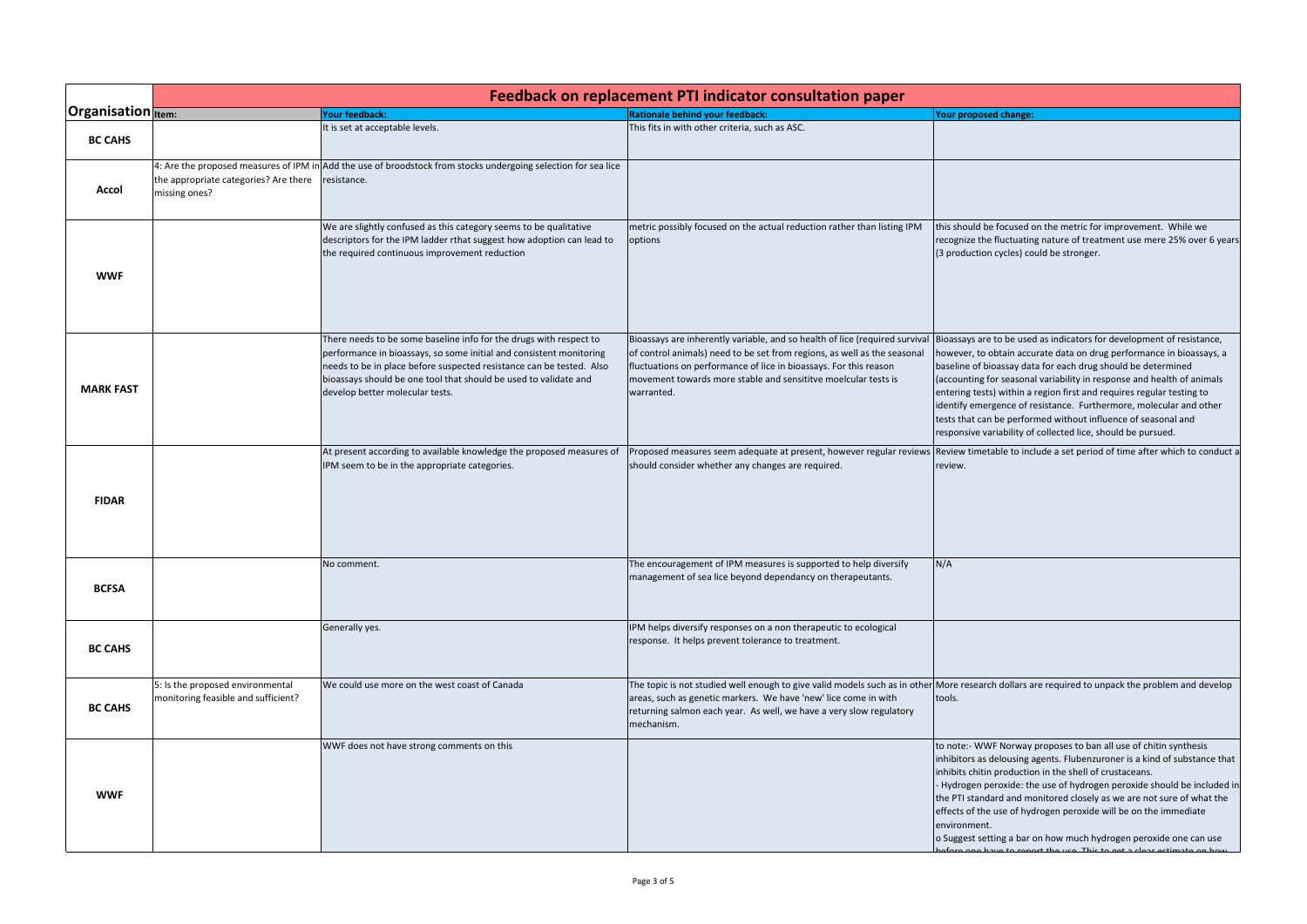| Organisation | Item: | Your feedback: | Rationale behind your feedback: | Your proposed change: |
|---|---|---|---|---|
| | **Feedback on replacement PTI indicator consultation paper** | | | |
| **BC CAHS** | | It is set at acceptable levels. | This fits in with other criteria, such as ASC. | |
| **Accol** | 4: Are the proposed measures of IPM in the appropriate categories? Are there missing ones? | Add the use of broodstock from stocks undergoing selection for sea lice resistance. | | |
| **WWF** | | We are slightly confused as this category seems to be qualitative descriptors for the IPM ladder rthat suggest how adoption can lead to the required continuous improvement reduction | metric possibly focused on the actual reduction rather than listing IPM options | this should be focused on the metric for improvement. While we recognize the fluctuating nature of treatment use mere 25% over 6 years (3 production cycles) could be stronger. |
| **MARK FAST** | | There needs to be some baseline info for the drugs with respect to performance in bioassays, so some initial and consistent monitoring needs to be in place before suspected resistance can be tested. Also bioassays should be one tool that should be used to validate and develop better molecular tests. | Bioassays are inherently variable, and so health of lice (required survival of control animals) need to be set from regions, as well as the seasonal fluctuations on performance of lice in bioassays. For this reason movement towards more stable and sensititve moelcular tests is warranted. | Bioassays are to be used as indicators for development of resistance, however, to obtain accurate data on drug performance in bioassays, a baseline of bioassay data for each drug should be determined (accounting for seasonal variability in response and health of animals entering tests) within a region first and requires regular testing to identify emergence of resistance. Furthermore, molecular and other tests that can be performed without influence of seasonal and responsive variability of collected lice, should be pursued. |
| **FIDAR** | | At present according to available knowledge the proposed measures of IPM seem to be in the appropriate categories. | Proposed measures seem adequate at present, however regular reviews should consider whether any changes are required. | Review timetable to include a set period of time after which to conduct a review. |
| **BCFSA** | | No comment. | The encouragement of IPM measures is supported to help diversify management of sea lice beyond dependancy on therapeutants. | N/A |
| **BC CAHS** | | Generally yes. | IPM helps diversify responses on a non therapeutic to ecological response. It helps prevent tolerance to treatment. | |
| **BC CAHS** | 5: Is the proposed environmental monitoring feasible and sufficient? | We could use more on the west coast of Canada | The topic is not studied well enough to give valid models such as in other areas, such as genetic markers. We have 'new' lice come in with returning salmon each year. As well, we have a very slow regulatory mechanism. | More research dollars are required to unpack the problem and develop tools. |
| **WWF** | | WWF does not have strong comments on this | | to note:- WWF Norway proposes to ban all use of chitin synthesis inhibitors as delousing agents. Flubenzuroner is a kind of substance that inhibits chitin production in the shell of crustaceans.<br>- Hydrogen peroxide: the use of hydrogen peroxide should be included in the PTI standard and monitored closely as we are not sure of what the effects of the use of hydrogen peroxide will be on the immediate environment.<br>o Suggest setting a bar on how much hydrogen peroxide one can use before one have to report the use. This to get a clear estimate on how |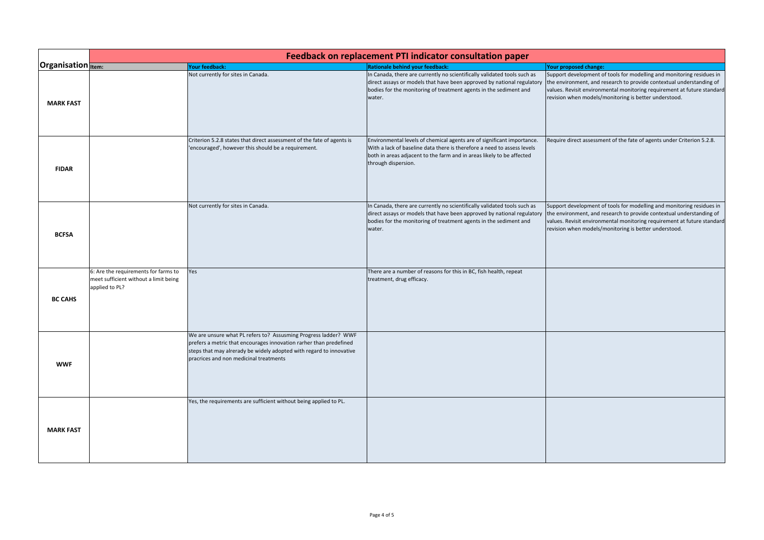| Organisation | Feedback on replacement PTI indicator consultation paper | | | |
|---|---|---|---|---|
| | Item: | Your feedback: | Rationale behind your feedback: | Your proposed change: |
| **MARK FAST** | | Not currently for sites in Canada. | In Canada, there are currently no scientifically validated tools such as direct assays or models that have been approved by national regulatory bodies for the monitoring of treatment agents in the sediment and water. | Support development of tools for modelling and monitoring residues in the environment, and research to provide contextual understanding of values. Revisit environmental monitoring requirement at future standard revision when models/monitoring is better understood. |
| **FIDAR** | | Criterion 5.2.8 states that direct assessment of the fate of agents is 'encouraged', however this should be a requirement. | Environmental levels of chemical agents are of significant importance. With a lack of baseline data there is therefore a need to assess levels both in areas adjacent to the farm and in areas likely to be affected through dispersion. | Require direct assessment of the fate of agents under Criterion 5.2.8. |
| **BCFSA** | | Not currently for sites in Canada. | In Canada, there are currently no scientifically validated tools such as direct assays or models that have been approved by national regulatory bodies for the monitoring of treatment agents in the sediment and water. | Support development of tools for modelling and monitoring residues in the environment, and research to provide contextual understanding of values. Revisit environmental monitoring requirement at future standard revision when models/monitoring is better understood. |
| **BC CAHS** | 6: Are the requirements for farms to meet sufficient without a limit being applied to PL? | Yes | There are a number of reasons for this in BC, fish health, repeat treatment, drug efficacy. | |
| **WWF** | | We are unsure what PL refers to? Assusming Progress ladder? WWF prefers a metric that encourages innovation rarher than predefined steps that may alrerady be widely adopted with regard to innovative pracrices and non medicinal treatments | | |
| **MARK FAST** | | Yes, the requirements are sufficient without being applied to PL. | | |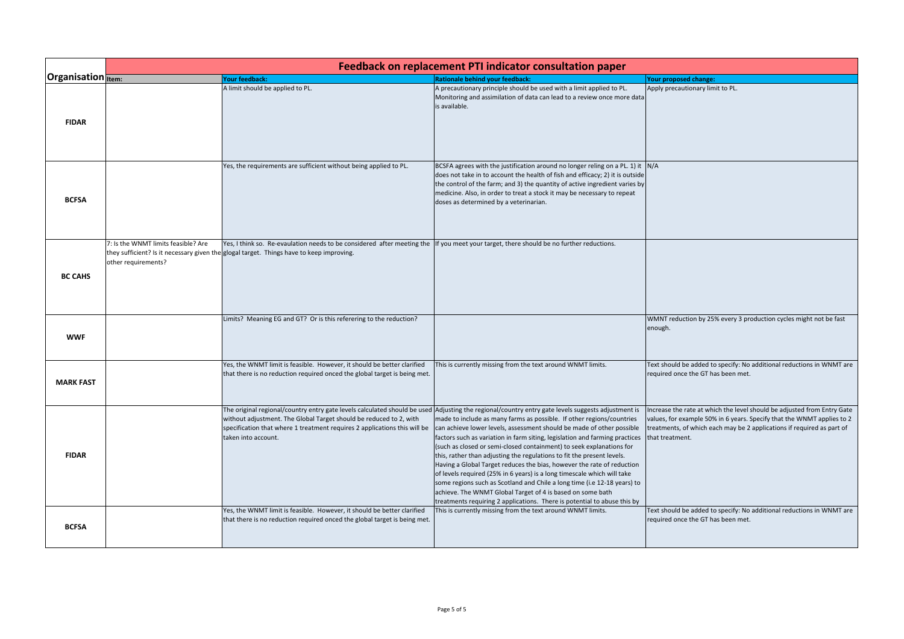| Organisation | Feedback on replacement PTI indicator consultation paper | | | |
|---|---|---|---|---|
| | **Item:** | **Your feedback:** | **Rationale behind your feedback:** | **Your proposed change:** |
| **FIDAR** | | A limit should be applied to PL. | A precautionary principle should be used with a limit applied to PL. Monitoring and assimilation of data can lead to a review once more data is available. | Apply precautionary limit to PL. |
| **BCFSA** | | Yes, the requirements are sufficient without being applied to PL. | BCSFA agrees with the justification around no longer reling on a PL. 1) it does not take in to account the health of fish and efficacy; 2) it is outside the control of the farm; and 3) the quantity of active ingredient varies by medicine. Also, in order to treat a stock it may be necessary to repeat doses as determined by a veterinarian. | N/A |
| **BC CAHS** | 7: Is the WNMT limits feasible? Are they sufficient? Is it necessary given the other requirements? | Yes, I think so. Re-evaulation needs to be considered after meeting the glogal target. Things have to keep improving. | If you meet your target, there should be no further reductions. | |
| **WWF** | | Limits? Meaning EG and GT? Or is this referering to the reduction? | | WMNT reduction by 25% every 3 production cycles might not be fast enough. |
| **MARK FAST** | | Yes, the WNMT limit is feasible. However, it should be better clarified that there is no reduction required onced the global target is being met. | This is currently missing from the text around WNMT limits. | Text should be added to specify: No additional reductions in WNMT are required once the GT has been met. |
| **FIDAR** | | The original regional/country entry gate levels calculated should be used without adjustment. The Global Target should be reduced to 2, with specification that where 1 treatment requires 2 applications this will be taken into account. | Adjusting the regional/country entry gate levels suggests adjustment is made to include as many farms as possible. If other regions/countries can achieve lower levels, assessment should be made of other possible factors such as variation in farm siting, legislation and farming practices (such as closed or semi-closed containment) to seek explanations for this, rather than adjusting the regulations to fit the present levels. Having a Global Target reduces the bias, however the rate of reduction of levels required (25% in 6 years) is a long timescale which will take some regions such as Scotland and Chile a long time (i.e 12-18 years) to achieve. The WNMT Global Target of 4 is based on some bath treatments requiring 2 applications. There is potential to abuse this by | Increase the rate at which the level should be adjusted from Entry Gate values, for example 50% in 6 years. Specify that the WNMT applies to 2 treatments, of which each may be 2 applications if required as part of that treatment. |
| **BCFSA** | | Yes, the WNMT limit is feasible. However, it should be better clarified that there is no reduction required onced the global target is being met. | This is currently missing from the text around WNMT limits. | Text should be added to specify: No additional reductions in WNMT are required once the GT has been met. |